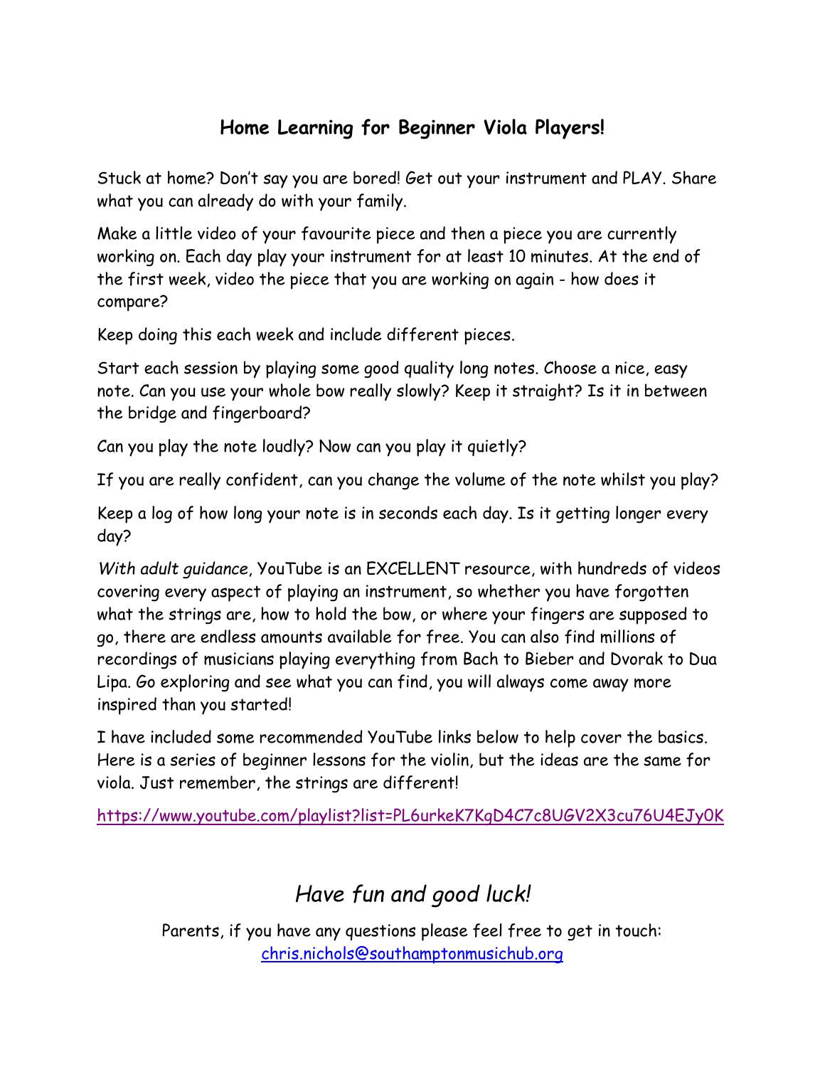# Home Learning for Beginner Viola Players!

Stuck at home? Don't say you are bored! Get out your instrument and PLAY. Share what you can already do with your family.

Make a little video of your favourite piece and then a piece you are currently working on. Each day play your instrument for at least 10 minutes. At the end of the first week, video the piece that you are working on again - how does it compare?

Keep doing this each week and include different pieces.

Start each session by playing some good quality long notes. Choose a nice, easy note. Can you use your whole bow really slowly? Keep it straight? Is it in between the bridge and fingerboard?

Can you play the note loudly? Now can you play it quietly?

If you are really confident, can you change the volume of the note whilst you play?

Keep a log of how long your note is in seconds each day. Is it getting longer every day?

*With adult guidance*, YouTube is an EXCELLENT resource, with hundreds of videos covering every aspect of playing an instrument, so whether you have forgotten what the strings are, how to hold the bow, or where your fingers are supposed to go, there are endless amounts available for free. You can also find millions of recordings of musicians playing everything from Bach to Bieber and Dvorak to Dua Lipa. Go exploring and see what you can find, you will always come away more inspired than you started!

I have included some recommended YouTube links below to help cover the basics. Here is a series of beginner lessons for the violin, but the ideas are the same for viola. Just remember, the strings are different!

https://www.youtube.com/playlist?list=PL6urkeK7KgD4C7c8UGV2X3cu76U4EJy0K

## *Have fun and good luck!*

Parents, if you have any questions please feel free to get in touch: chris.nichols@southamptonmusichub.org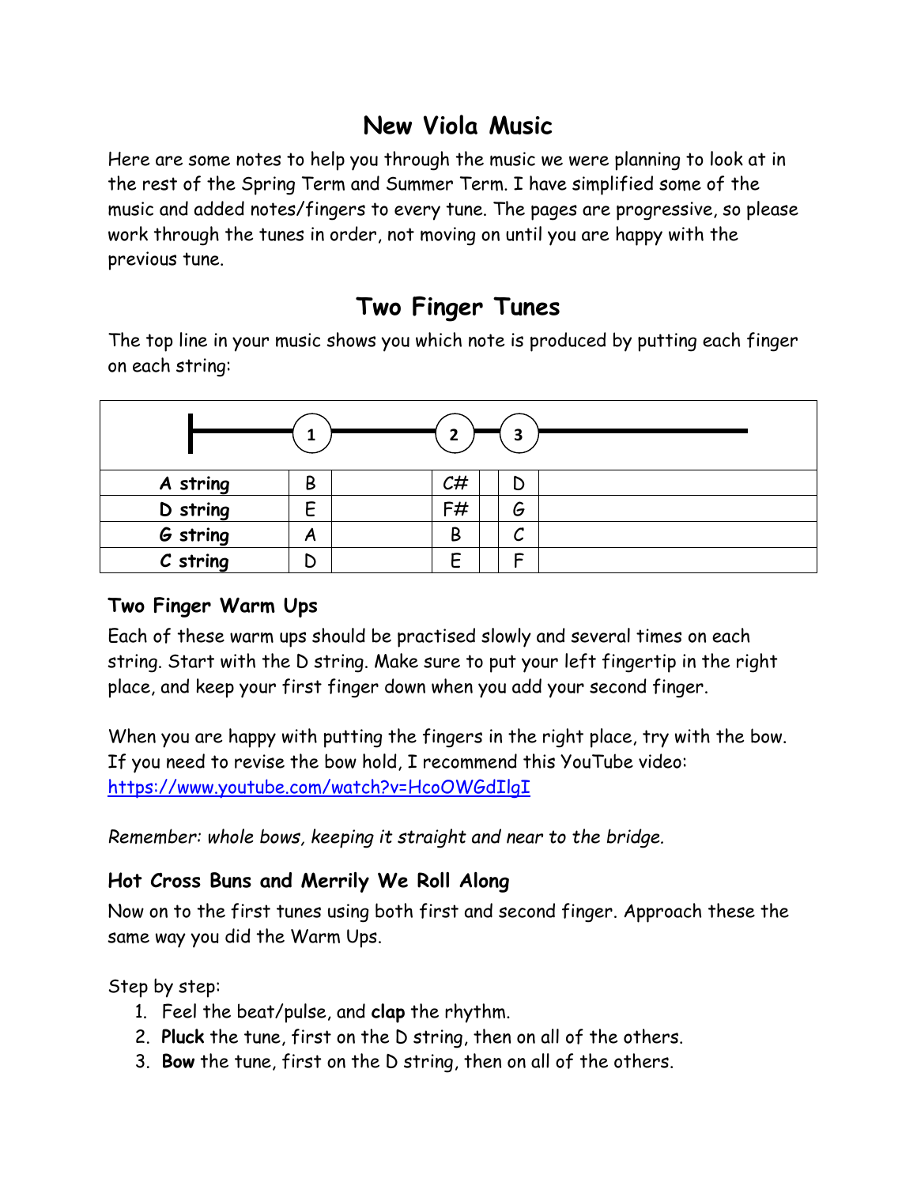# New Viola Music

Here are some notes to help you through the music we were planning to look at in the rest of the Spring Term and Summer Term. I have simplified some of the music and added notes/fingers to every tune. The pages are progressive, so please work through the tunes in order, not moving on until you are happy with the previous tune.

## Two Finger Tunes

The top line in your music shows you which note is produced by putting each finger on each string:

| | 1 | | 2 | | 3 | |
|---|---|---|---|---|---|---|
| **A string** | B | | C# | | D | |
| **D string** | E | | F# | | G | |
| **G string** | A | | B | | C | |
| **C string** | D | | E | | F | |

### Two Finger Warm Ups

Each of these warm ups should be practised slowly and several times on each string. Start with the D string. Make sure to put your left fingertip in the right place, and keep your first finger down when you add your second finger.

When you are happy with putting the fingers in the right place, try with the bow. If you need to revise the bow hold, I recommend this YouTube video: [https://www.youtube.com/watch?v=HcoOWGdIlgI](https://www.youtube.com/watch?v=HcoOWGdIlgI)

*Remember: whole bows, keeping it straight and near to the bridge.*

### Hot Cross Buns and Merrily We Roll Along

Now on to the first tunes using both first and second finger. Approach these the same way you did the Warm Ups.

Step by step:

1. Feel the beat/pulse, and **clap** the rhythm.
2. **Pluck** the tune, first on the D string, then on all of the others.
3. **Bow** the tune, first on the D string, then on all of the others.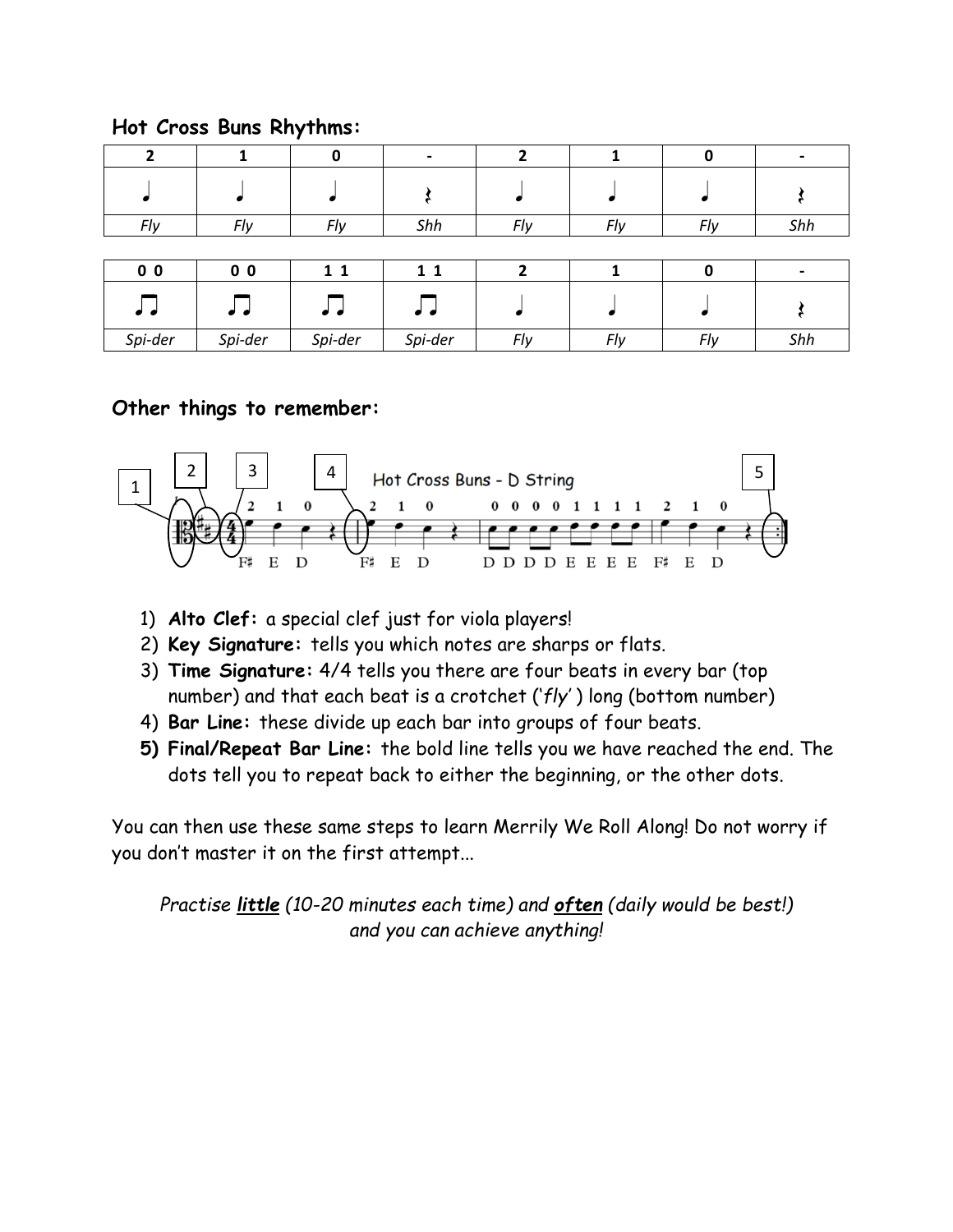## Hot Cross Buns Rhythms:

| 2 | 1 | 0 | - | 2 | 1 | 0 | - |
|---|---|---|---|---|---|---|---|
| ♩ | ♩ | ♩ | 𝄽 | ♩ | ♩ | ♩ | 𝄽 |
| *Fly* | *Fly* | *Fly* | *Shh* | *Fly* | *Fly* | *Fly* | *Shh* |

| 0 0 | 0 0 | 1 1 | 1 1 | 2 | 1 | 0 | - |
|---|---|---|---|---|---|---|---|
| ♫ | ♫ | ♫ | ♫ | ♩ | ♩ | ♩ | 𝄽 |
| *Spi-der* | *Spi-der* | *Spi-der* | *Spi-der* | *Fly* | *Fly* | *Fly* | *Shh* |

## Other things to remember:

Hot Cross Buns - D String

1) **Alto Clef:** a special clef just for viola players!
2) **Key Signature:** tells you which notes are sharps or flats.
3) **Time Signature:** 4/4 tells you there are four beats in every bar (top number) and that each beat is a crotchet ('*fly*') long (bottom number)
4) **Bar Line:** these divide up each bar into groups of four beats.
5) **Final/Repeat Bar Line:** the bold line tells you we have reached the end. The dots tell you to repeat back to either the beginning, or the other dots.

You can then use these same steps to learn Merrily We Roll Along! Do not worry if you don't master it on the first attempt...

*Practise **little** (10-20 minutes each time) and **often** (daily would be best!) and you can achieve anything!*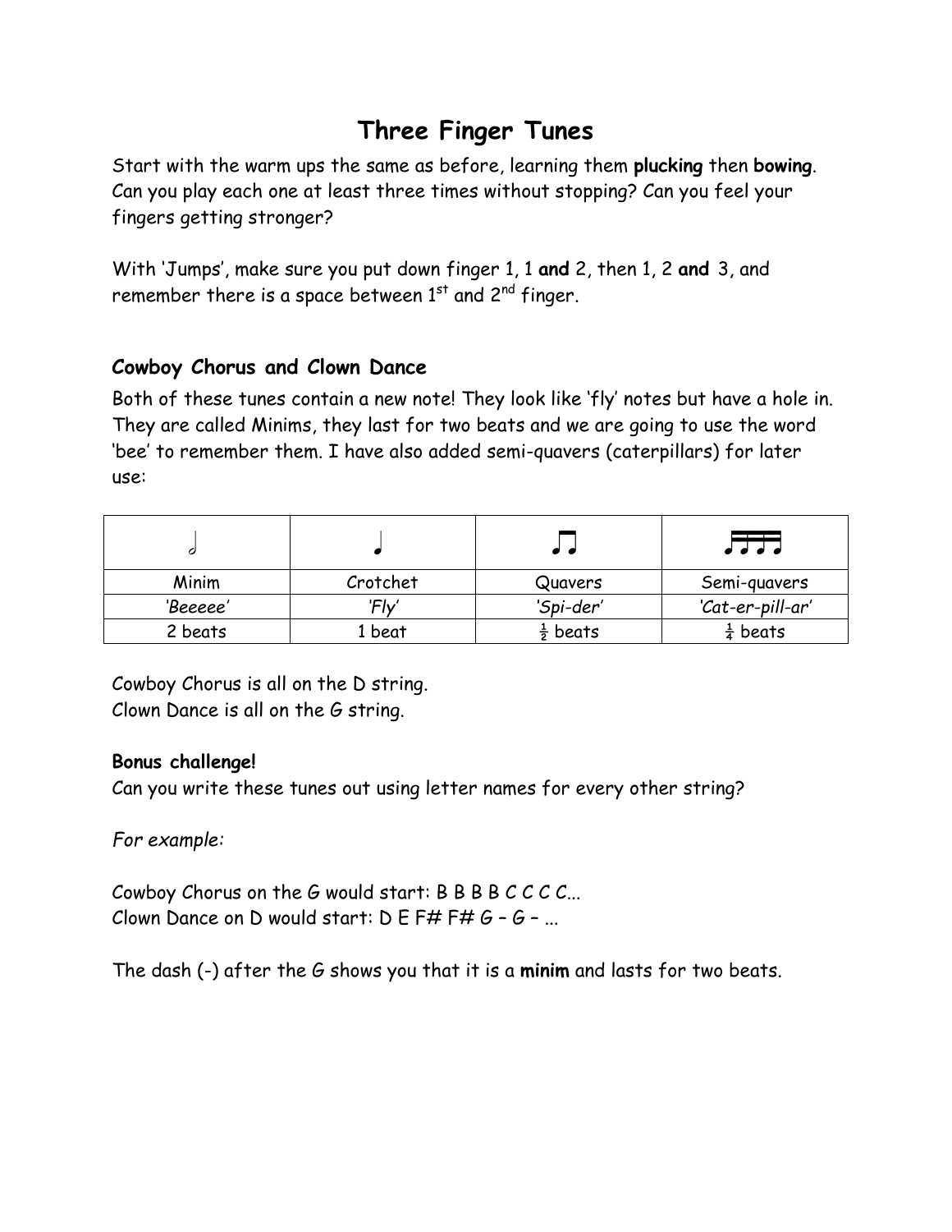# Three Finger Tunes

Start with the warm ups the same as before, learning them **plucking** then **bowing**. Can you play each one at least three times without stopping? Can you feel your fingers getting stronger?

With 'Jumps', make sure you put down finger 1, 1 **and** 2, then 1, 2 **and** 3, and remember there is a space between 1st and 2nd finger.

### Cowboy Chorus and Clown Dance

Both of these tunes contain a new note! They look like 'fly' notes but have a hole in. They are called Minims, they last for two beats and we are going to use the word 'bee' to remember them. I have also added semi-quavers (caterpillars) for later use:

| 𝅗𝅥 | ♩ | ♫ | ♬♬ |
|---|---|---|---|
| Minim | Crotchet | Quavers | Semi-quavers |
| *'Beeeee'* | *'Fly'* | *'Spi-der'* | *'Cat-er-pill-ar'* |
| 2 beats | 1 beat | ½ beats | ¼ beats |

Cowboy Chorus is all on the D string.
Clown Dance is all on the G string.

**Bonus challenge!**
Can you write these tunes out using letter names for every other string?

*For example:*

Cowboy Chorus on the G would start: B B B B C C C C...
Clown Dance on D would start: D E F# F# G – G – ...

The dash (-) after the G shows you that it is a **minim** and lasts for two beats.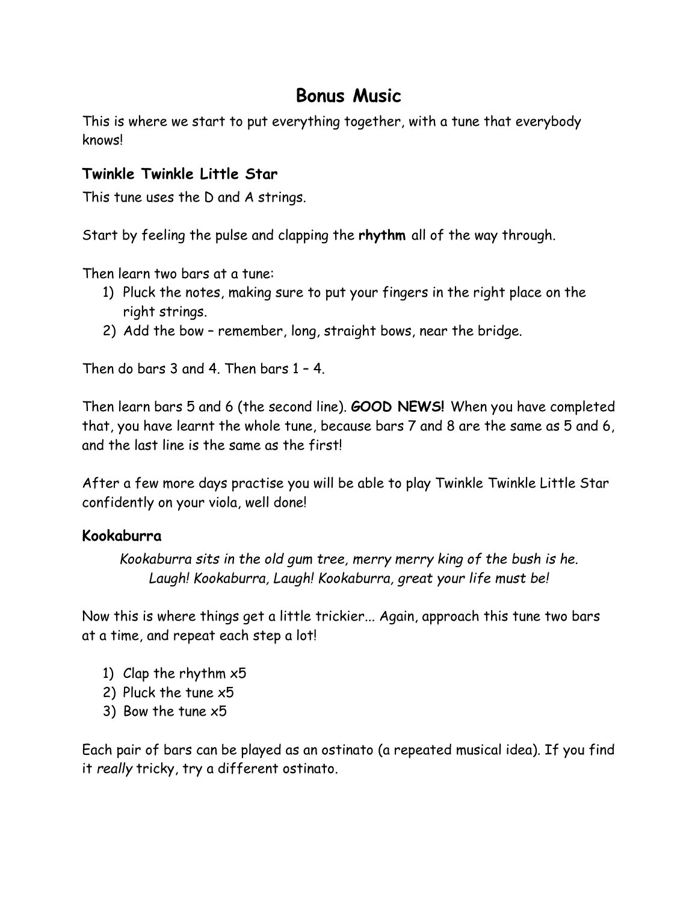# Bonus Music

This is where we start to put everything together, with a tune that everybody knows!

## Twinkle Twinkle Little Star

This tune uses the D and A strings.

Start by feeling the pulse and clapping the **rhythm** all of the way through.

Then learn two bars at a tune:

1) Pluck the notes, making sure to put your fingers in the right place on the right strings.
2) Add the bow – remember, long, straight bows, near the bridge.

Then do bars 3 and 4. Then bars 1 – 4.

Then learn bars 5 and 6 (the second line). **GOOD NEWS!** When you have completed that, you have learnt the whole tune, because bars 7 and 8 are the same as 5 and 6, and the last line is the same as the first!

After a few more days practise you will be able to play Twinkle Twinkle Little Star confidently on your viola, well done!

## Kookaburra

*Kookaburra sits in the old gum tree, merry merry king of the bush is he.*
*Laugh! Kookaburra, Laugh! Kookaburra, great your life must be!*

Now this is where things get a little trickier... Again, approach this tune two bars at a time, and repeat each step a lot!

1) Clap the rhythm x5
2) Pluck the tune x5
3) Bow the tune x5

Each pair of bars can be played as an ostinato (a repeated musical idea). If you find it *really* tricky, try a different ostinato.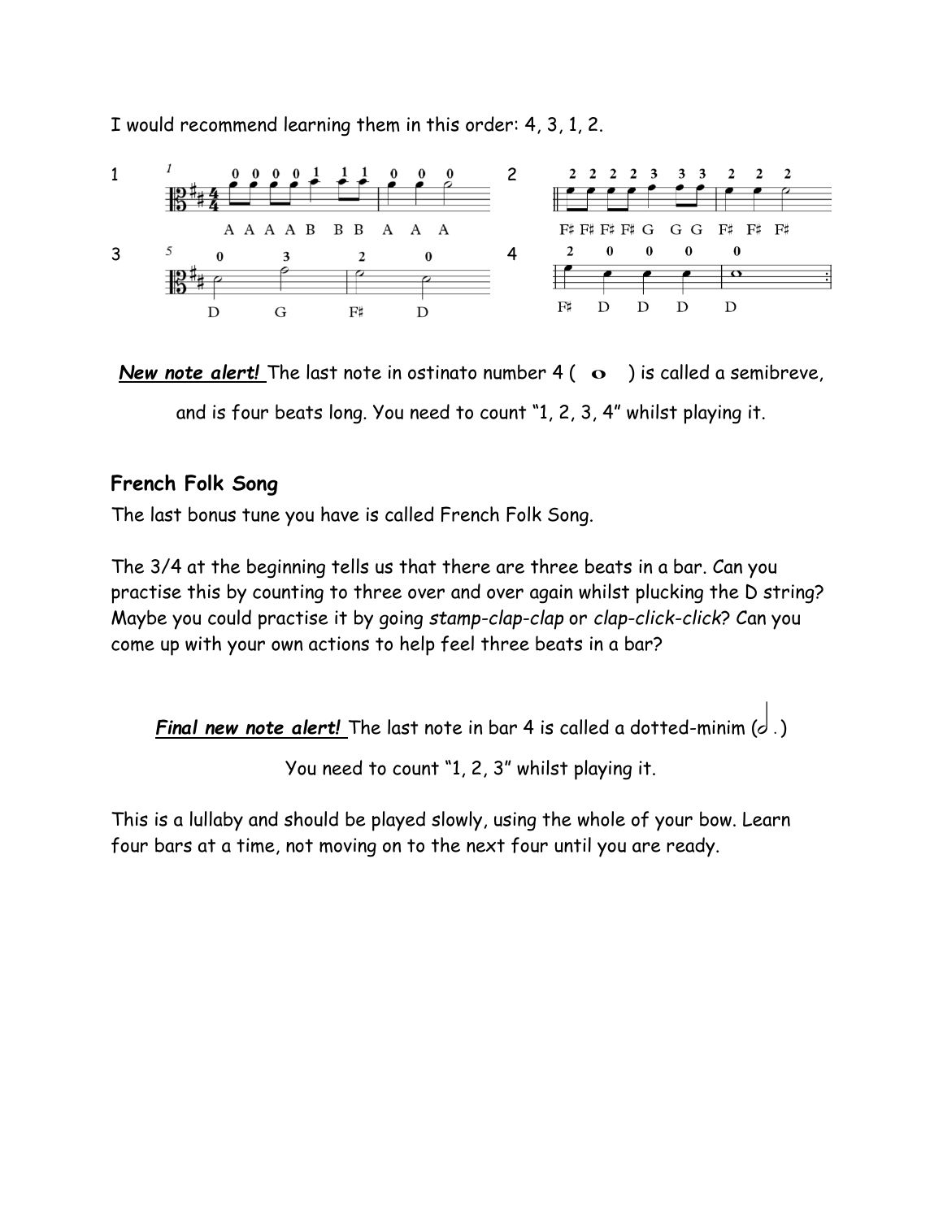I would recommend learning them in this order: 4, 3, 1, 2.

1

0 0 0 0 1 1 1 0 0 0

A A A A B B B A A A

2

2 2 2 2 3 3 3 2 2 2

F♯ F♯ F♯ F♯ G G G F♯ F♯ F♯

3

0 3 2 0

D G F♯ D

4

2 0 0 0 0

F♯ D D D D

***New note alert!*** The last note in ostinato number 4 ( 𝅝 ) is called a semibreve, and is four beats long. You need to count "1, 2, 3, 4" whilst playing it.

## French Folk Song

The last bonus tune you have is called French Folk Song.

The 3/4 at the beginning tells us that there are three beats in a bar. Can you practise this by counting to three over and over again whilst plucking the D string? Maybe you could practise it by going *stamp-clap-clap* or *clap-click-click*? Can you come up with your own actions to help feel three beats in a bar?

***Final new note alert!*** The last note in bar 4 is called a dotted-minim (𝅗𝅥.)

You need to count "1, 2, 3" whilst playing it.

This is a lullaby and should be played slowly, using the whole of your bow. Learn four bars at a time, not moving on to the next four until you are ready.